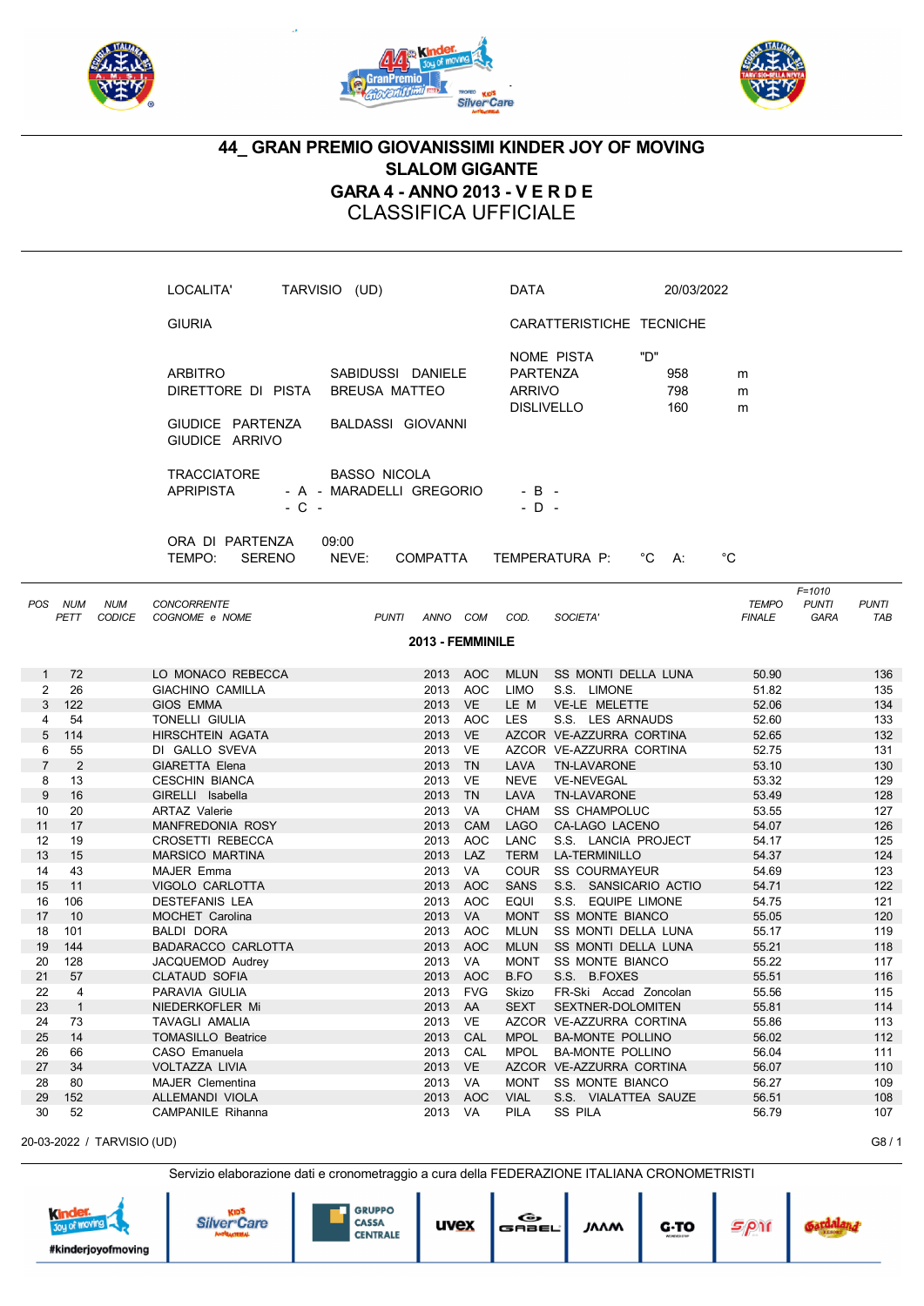# 44_ GRAN PREMIO GIOVANISSIMI KINDER JOY OF MOVING
## SLALOM GIGANTE
## GARA 4 - ANNO 2013 - V E R D E
## CLASSIFICA UFFICIALE

LOCALITA' TARVISIO (UD)

DATA 20/03/2022

GIURIA

CARATTERISTICHE TECNICHE

ARBITRO SABIDUSSI DANIELE
DIRETTORE DI PISTA BREUSA MATTEO

NOME PISTA "D"
PARTENZA 958 m
ARRIVO 798 m
DISLIVELLO 160 m

GIUDICE PARTENZA BALDASSI GIOVANNI
GIUDICE ARRIVO

TRACCIATORE BASSO NICOLA
APRIPISTA - A - MARADELLI GREGORIO - B -
- C - - D -

ORA DI PARTENZA 09:00
TEMPO: SERENO NEVE: COMPATTA TEMPERATURA P: °C A: °C

| POS | NUM PETT | NUM CODICE | CONCORRENTE COGNOME e NOME | PUNTI | ANNO | COM | COD. | SOCIETA' | TEMPO FINALE | F=1010 PUNTI GARA | PUNTI TAB |
|---|---|---|---|---|---|---|---|---|---|---|---|
| | | | **2013 - FEMMINILE** | | | | | | | | |
| 1 | 72 | | LO MONACO REBECCA | | 2013 | AOC | MLUN | SS MONTI DELLA LUNA | 50.90 | | 136 |
| 2 | 26 | | GIACHINO CAMILLA | | 2013 | AOC | LIMO | S.S. LIMONE | 51.82 | | 135 |
| 3 | 122 | | GIOS EMMA | | 2013 | VE | LE M | VE-LE MELETTE | 52.06 | | 134 |
| 4 | 54 | | TONELLI GIULIA | | 2013 | AOC | LES | S.S. LES ARNAUDS | 52.60 | | 133 |
| 5 | 114 | | HIRSCHTEIN AGATA | | 2013 | VE | AZCOR | VE-AZZURRA CORTINA | 52.65 | | 132 |
| 6 | 55 | | DI GALLO SVEVA | | 2013 | VE | AZCOR | VE-AZZURRA CORTINA | 52.75 | | 131 |
| 7 | 2 | | GIARETTA Elena | | 2013 | TN | LAVA | TN-LAVARONE | 53.10 | | 130 |
| 8 | 13 | | CESCHIN BIANCA | | 2013 | VE | NEVE | VE-NEVEGAL | 53.32 | | 129 |
| 9 | 16 | | GIRELLI Isabella | | 2013 | TN | LAVA | TN-LAVARONE | 53.49 | | 128 |
| 10 | 20 | | ARTAZ Valerie | | 2013 | VA | CHAM | SS CHAMPOLUC | 53.55 | | 127 |
| 11 | 17 | | MANFREDONIA ROSY | | 2013 | CAM | LAGO | CA-LAGO LACENO | 54.07 | | 126 |
| 12 | 19 | | CROSETTI REBECCA | | 2013 | AOC | LANC | S.S. LANCIA PROJECT | 54.17 | | 125 |
| 13 | 15 | | MARSICO MARTINA | | 2013 | LAZ | TERM | LA-TERMINILLO | 54.37 | | 124 |
| 14 | 43 | | MAJER Emma | | 2013 | VA | COUR | SS COURMAYEUR | 54.69 | | 123 |
| 15 | 11 | | VIGOLO CARLOTTA | | 2013 | AOC | SANS | S.S. SANSICARIO ACTIO | 54.71 | | 122 |
| 16 | 106 | | DESTEFANIS LEA | | 2013 | AOC | EQUI | S.S. EQUIPE LIMONE | 54.75 | | 121 |
| 17 | 10 | | MOCHET Carolina | | 2013 | VA | MONT | SS MONTE BIANCO | 55.05 | | 120 |
| 18 | 101 | | BALDI DORA | | 2013 | AOC | MLUN | SS MONTI DELLA LUNA | 55.17 | | 119 |
| 19 | 144 | | BADARACCO CARLOTTA | | 2013 | AOC | MLUN | SS MONTI DELLA LUNA | 55.21 | | 118 |
| 20 | 128 | | JACQUEMOD Audrey | | 2013 | VA | MONT | SS MONTE BIANCO | 55.22 | | 117 |
| 21 | 57 | | CLATAUD SOFIA | | 2013 | AOC | B.FO | S.S. B.FOXES | 55.51 | | 116 |
| 22 | 4 | | PARAVIA GIULIA | | 2013 | FVG | Skizo | FR-Ski Accad Zoncolan | 55.56 | | 115 |
| 23 | 1 | | NIEDERKOFLER Mi | | 2013 | AA | SEXT | SEXTNER-DOLOMITEN | 55.81 | | 114 |
| 24 | 73 | | TAVAGLI AMALIA | | 2013 | VE | AZCOR | VE-AZZURRA CORTINA | 55.86 | | 113 |
| 25 | 14 | | TOMASILLO Beatrice | | 2013 | CAL | MPOL | BA-MONTE POLLINO | 56.02 | | 112 |
| 26 | 66 | | CASO Emanuela | | 2013 | CAL | MPOL | BA-MONTE POLLINO | 56.04 | | 111 |
| 27 | 34 | | VOLTAZZA LIVIA | | 2013 | VE | AZCOR | VE-AZZURRA CORTINA | 56.07 | | 110 |
| 28 | 80 | | MAJER Clementina | | 2013 | VA | MONT | SS MONTE BIANCO | 56.27 | | 109 |
| 29 | 152 | | ALLEMANDI VIOLA | | 2013 | AOC | VIAL | S.S. VIALATTEA SAUZE | 56.51 | | 108 |
| 30 | 52 | | CAMPANILE Rihanna | | 2013 | VA | PILA | SS PILA | 56.79 | | 107 |

20-03-2022 / TARVISIO (UD)

Servizio elaborazione dati e cronometraggio a cura della FEDERAZIONE ITALIANA CRONOMETRISTI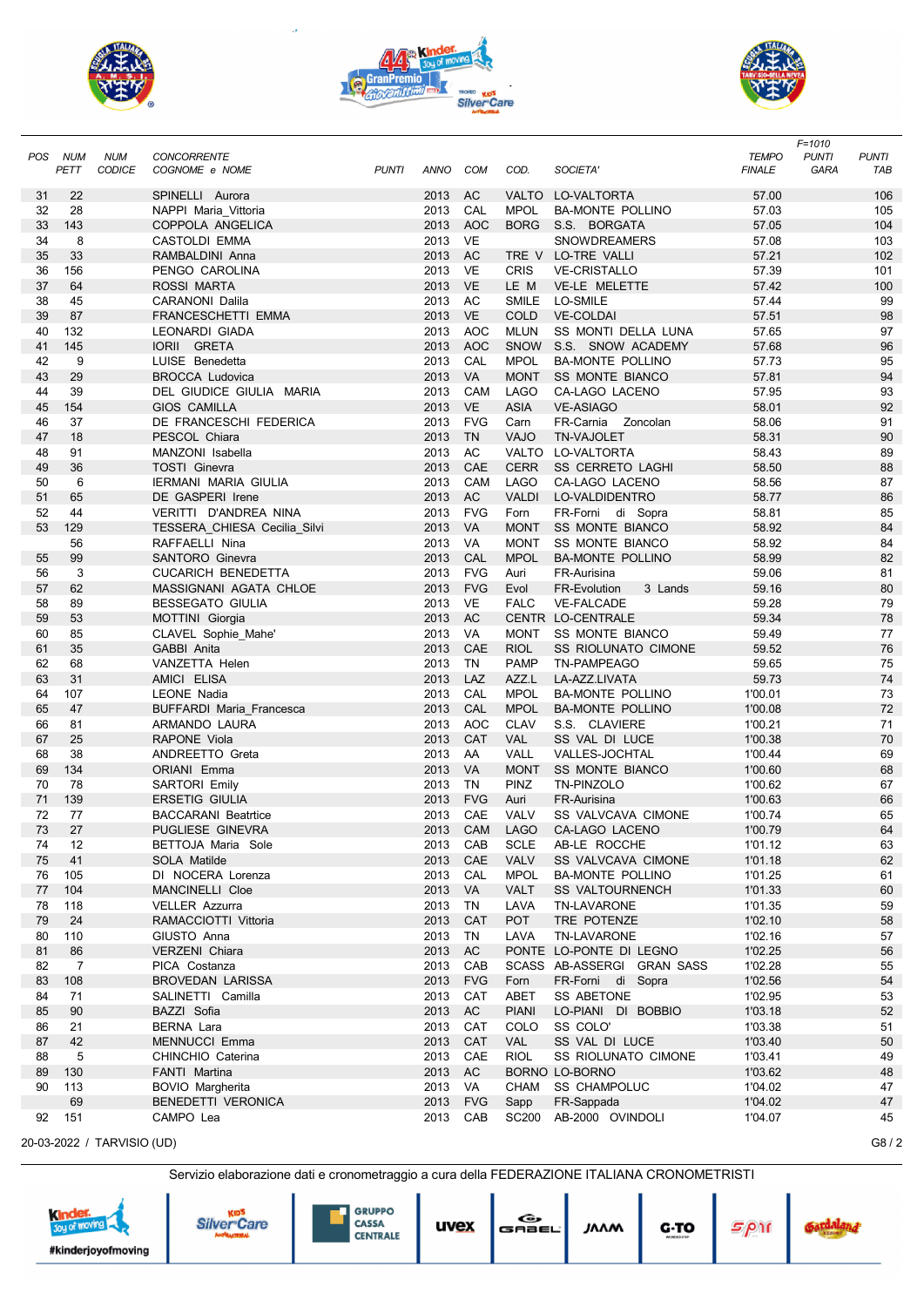| POS | NUM PETT | NUM CODICE | CONCORRENTE COGNOME e NOME | PUNTI | ANNO | COM | COD. | SOCIETA' | TEMPO FINALE | F=1010 PUNTI GARA | PUNTI TAB |
|---|---|---|---|---|---|---|---|---|---|---|---|
| 31 | 22 | | SPINELLI Aurora | | 2013 | AC | VALTO | LO-VALTORTA | 57.00 | | 106 |
| 32 | 28 | | NAPPI Maria_Vittoria | | 2013 | CAL | MPOL | BA-MONTE POLLINO | 57.03 | | 105 |
| 33 | 143 | | COPPOLA ANGELICA | | 2013 | AOC | BORG | S.S. BORGATA | 57.05 | | 104 |
| 34 | 8 | | CASTOLDI EMMA | | 2013 | VE | | SNOWDREAMERS | 57.08 | | 103 |
| 35 | 33 | | RAMBALDINI Anna | | 2013 | AC | TRE V | LO-TRE VALLI | 57.21 | | 102 |
| 36 | 156 | | PENGO CAROLINA | | 2013 | VE | CRIS | VE-CRISTALLO | 57.39 | | 101 |
| 37 | 64 | | ROSSI MARTA | | 2013 | VE | LE M | VE-LE MELETTE | 57.42 | | 100 |
| 38 | 45 | | CARANONI Dalila | | 2013 | AC | SMILE | LO-SMILE | 57.44 | | 99 |
| 39 | 87 | | FRANCESCHETTI EMMA | | 2013 | VE | COLD | VE-COLDAI | 57.51 | | 98 |
| 40 | 132 | | LEONARDI GIADA | | 2013 | AOC | MLUN | SS MONTI DELLA LUNA | 57.65 | | 97 |
| 41 | 145 | | IORII GRETA | | 2013 | AOC | SNOW | S.S. SNOW ACADEMY | 57.68 | | 96 |
| 42 | 9 | | LUISE Benedetta | | 2013 | CAL | MPOL | BA-MONTE POLLINO | 57.73 | | 95 |
| 43 | 29 | | BROCCA Ludovica | | 2013 | VA | MONT | SS MONTE BIANCO | 57.81 | | 94 |
| 44 | 39 | | DEL GIUDICE GIULIA MARIA | | 2013 | CAM | LAGO | CA-LAGO LACENO | 57.95 | | 93 |
| 45 | 154 | | GIOS CAMILLA | | 2013 | VE | ASIA | VE-ASIAGO | 58.01 | | 92 |
| 46 | 37 | | DE FRANCESCHI FEDERICA | | 2013 | FVG | Carn | FR-Carnia Zoncolan | 58.06 | | 91 |
| 47 | 18 | | PESCOL Chiara | | 2013 | TN | VAJO | TN-VAJOLET | 58.31 | | 90 |
| 48 | 91 | | MANZONI Isabella | | 2013 | AC | VALTO | LO-VALTORTA | 58.43 | | 89 |
| 49 | 36 | | TOSTI Ginevra | | 2013 | CAE | CERR | SS CERRETO LAGHI | 58.50 | | 88 |
| 50 | 6 | | IERMANI MARIA GIULIA | | 2013 | CAM | LAGO | CA-LAGO LACENO | 58.56 | | 87 |
| 51 | 65 | | DE GASPERI Irene | | 2013 | AC | VALDI | LO-VALDIDENTRO | 58.77 | | 86 |
| 52 | 44 | | VERITTI D'ANDREA NINA | | 2013 | FVG | Forn | FR-Forni di Sopra | 58.81 | | 85 |
| 53 | 129 | | TESSERA_CHIESA Cecilia_Silvi | | 2013 | VA | MONT | SS MONTE BIANCO | 58.92 | | 84 |
| | 56 | | RAFFAELLI Nina | | 2013 | VA | MONT | SS MONTE BIANCO | 58.92 | | 84 |
| 55 | 99 | | SANTORO Ginevra | | 2013 | CAL | MPOL | BA-MONTE POLLINO | 58.99 | | 82 |
| 56 | 3 | | CUCARICH BENEDETTA | | 2013 | FVG | Auri | FR-Aurisina | 59.06 | | 81 |
| 57 | 62 | | MASSIGNANI AGATA CHLOE | | 2013 | FVG | Evol | FR-Evolution 3 Lands | 59.16 | | 80 |
| 58 | 89 | | BESSEGATO GIULIA | | 2013 | VE | FALC | VE-FALCADE | 59.28 | | 79 |
| 59 | 53 | | MOTTINI Giorgia | | 2013 | AC | CENTR | LO-CENTRALE | 59.34 | | 78 |
| 60 | 85 | | CLAVEL Sophie_Mahe' | | 2013 | VA | MONT | SS MONTE BIANCO | 59.49 | | 77 |
| 61 | 35 | | GABBI Anita | | 2013 | CAE | RIOL | SS RIOLUNATO CIMONE | 59.52 | | 76 |
| 62 | 68 | | VANZETTA Helen | | 2013 | TN | PAMP | TN-PAMPEAGO | 59.65 | | 75 |
| 63 | 31 | | AMICI ELISA | | 2013 | LAZ | AZZ.L | LA-AZZ.LIVATA | 59.73 | | 74 |
| 64 | 107 | | LEONE Nadia | | 2013 | CAL | MPOL | BA-MONTE POLLINO | 1'00.01 | | 73 |
| 65 | 47 | | BUFFARDI Maria_Francesca | | 2013 | CAL | MPOL | BA-MONTE POLLINO | 1'00.08 | | 72 |
| 66 | 81 | | ARMANDO LAURA | | 2013 | AOC | CLAV | S.S. CLAVIERE | 1'00.21 | | 71 |
| 67 | 25 | | RAPONE Viola | | 2013 | CAT | VAL | SS VAL DI LUCE | 1'00.38 | | 70 |
| 68 | 38 | | ANDREETTO Greta | | 2013 | AA | VALL | VALLES-JOCHTAL | 1'00.44 | | 69 |
| 69 | 134 | | ORIANI Emma | | 2013 | VA | MONT | SS MONTE BIANCO | 1'00.60 | | 68 |
| 70 | 78 | | SARTORI Emily | | 2013 | TN | PINZ | TN-PINZOLO | 1'00.62 | | 67 |
| 71 | 139 | | ERSETIG GIULIA | | 2013 | FVG | Auri | FR-Aurisina | 1'00.63 | | 66 |
| 72 | 77 | | BACCARANI Beatrice | | 2013 | CAE | VALV | SS VALVCAVA CIMONE | 1'00.74 | | 65 |
| 73 | 27 | | PUGLIESE GINEVRA | | 2013 | CAM | LAGO | CA-LAGO LACENO | 1'00.79 | | 64 |
| 74 | 12 | | BETTOJA Maria Sole | | 2013 | CAB | SCLE | AB-LE ROCCHE | 1'01.12 | | 63 |
| 75 | 41 | | SOLA Matilde | | 2013 | CAE | VALV | SS VALVCAVA CIMONE | 1'01.18 | | 62 |
| 76 | 105 | | DI NOCERA Lorenza | | 2013 | CAL | MPOL | BA-MONTE POLLINO | 1'01.25 | | 61 |
| 77 | 104 | | MANCINELLI Cloe | | 2013 | VA | VALT | SS VALTOURNENCH | 1'01.33 | | 60 |
| 78 | 118 | | VELLER Azzurra | | 2013 | TN | LAVA | TN-LAVARONE | 1'01.35 | | 59 |
| 79 | 24 | | RAMACCIOTTI Vittoria | | 2013 | CAT | POT | TRE POTENZE | 1'02.10 | | 58 |
| 80 | 110 | | GIUSTO Anna | | 2013 | TN | LAVA | TN-LAVARONE | 1'02.16 | | 57 |
| 81 | 86 | | VERZENI Chiara | | 2013 | AC | PONTE | LO-PONTE DI LEGNO | 1'02.25 | | 56 |
| 82 | 7 | | PICA Costanza | | 2013 | CAB | SCASS | AB-ASSERGI GRAN SASS | 1'02.28 | | 55 |
| 83 | 108 | | BROVEDAN LARISSA | | 2013 | FVG | Forn | FR-Forni di Sopra | 1'02.56 | | 54 |
| 84 | 71 | | SALINETTI Camilla | | 2013 | CAT | ABET | SS ABETONE | 1'02.95 | | 53 |
| 85 | 90 | | BAZZI Sofia | | 2013 | AC | PIANI | LO-PIANI DI BOBBIO | 1'03.18 | | 52 |
| 86 | 21 | | BERNA Lara | | 2013 | CAT | COLO | SS COLO' | 1'03.38 | | 51 |
| 87 | 42 | | MENNUCCI Emma | | 2013 | CAT | VAL | SS VAL DI LUCE | 1'03.40 | | 50 |
| 88 | 5 | | CHINCHIO Caterina | | 2013 | CAE | RIOL | SS RIOLUNATO CIMONE | 1'03.41 | | 49 |
| 89 | 130 | | FANTI Martina | | 2013 | AC | BORNO | LO-BORNO | 1'03.62 | | 48 |
| 90 | 113 | | BOVIO Margherita | | 2013 | VA | CHAM | SS CHAMPOLUC | 1'04.02 | | 47 |
| | 69 | | BENEDETTI VERONICA | | 2013 | FVG | Sapp | FR-Sappada | 1'04.02 | | 47 |
| 92 | 151 | | CAMPO Lea | | 2013 | CAB | SC200 | AB-2000 OVINDOLI | 1'04.07 | | 45 |

20-03-2022 / TARVISIO (UD)

G8 / 2

Servizio elaborazione dati e cronometraggio a cura della FEDERAZIONE ITALIANA CRONOMETRISTI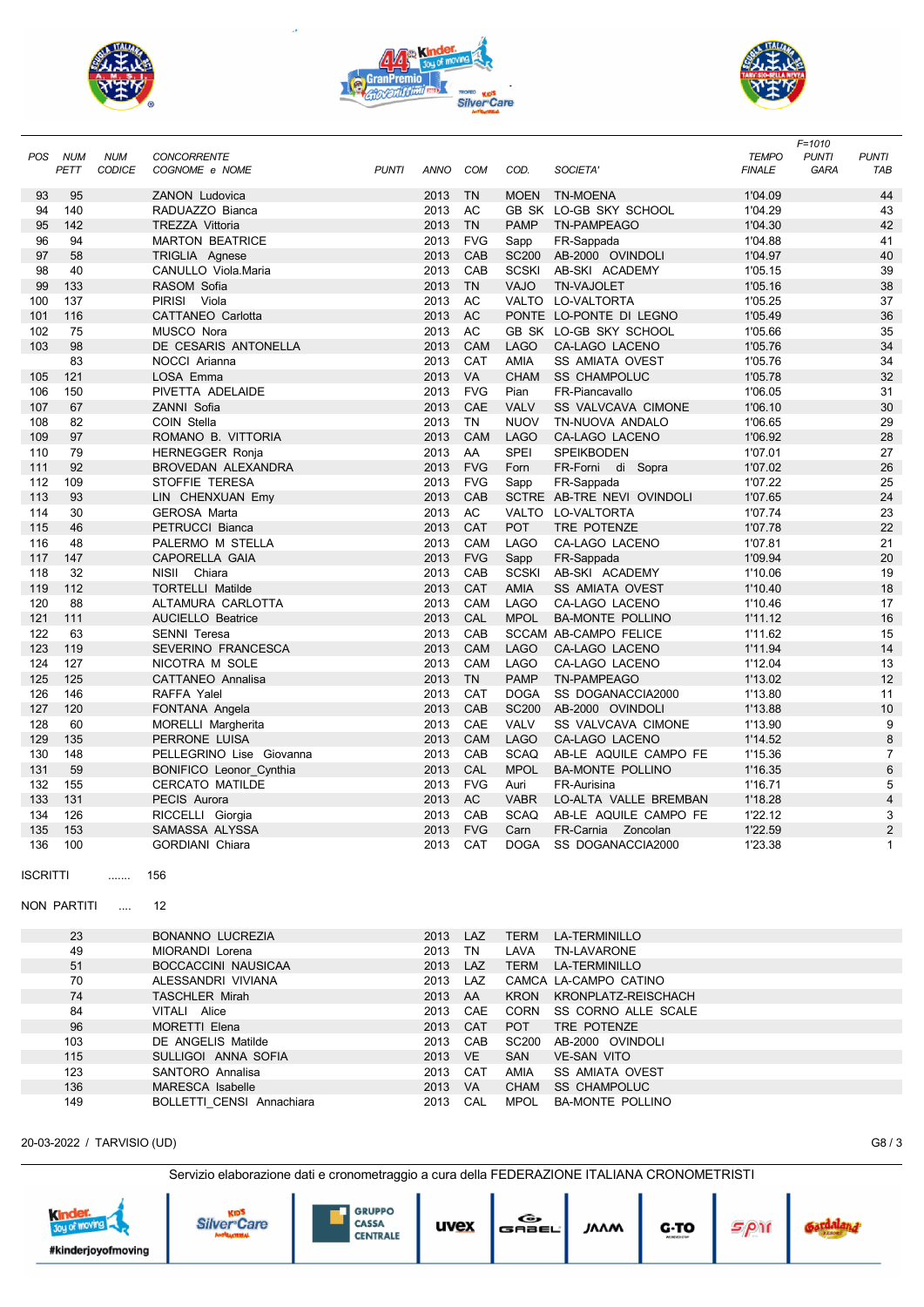| POS | NUM PETT | NUM CODICE | CONCORRENTE COGNOME e NOME | PUNTI | ANNO | COM | COD. | SOCIETA' | TEMPO FINALE | F=1010 PUNTI GARA | PUNTI TAB |
|---|---|---|---|---|---|---|---|---|---|---|---|
| 93 | 95 | | ZANON Ludovica | | 2013 | TN | MOEN | TN-MOENA | 1'04.09 | | 44 |
| 94 | 140 | | RADUAZZO Bianca | | 2013 | AC | GB SK | LO-GB SKY SCHOOL | 1'04.29 | | 43 |
| 95 | 142 | | TREZZA Vittoria | | 2013 | TN | PAMP | TN-PAMPEAGO | 1'04.30 | | 42 |
| 96 | 94 | | MARTON BEATRICE | | 2013 | FVG | Sapp | FR-Sappada | 1'04.88 | | 41 |
| 97 | 58 | | TRIGLIA Agnese | | 2013 | CAB | SC200 | AB-2000 OVINDOLI | 1'04.97 | | 40 |
| 98 | 40 | | CANULLO Viola.Maria | | 2013 | CAB | SCSKI | AB-SKI ACADEMY | 1'05.15 | | 39 |
| 99 | 133 | | RASOM Sofia | | 2013 | TN | VAJO | TN-VAJOLET | 1'05.16 | | 38 |
| 100 | 137 | | PIRISI Viola | | 2013 | AC | VALTO | LO-VALTORTA | 1'05.25 | | 37 |
| 101 | 116 | | CATTANEO Carlotta | | 2013 | AC | PONTE | LO-PONTE DI LEGNO | 1'05.49 | | 36 |
| 102 | 75 | | MUSCO Nora | | 2013 | AC | GB SK | LO-GB SKY SCHOOL | 1'05.66 | | 35 |
| 103 | 98 | | DE CESARIS ANTONELLA | | 2013 | CAM | LAGO | CA-LAGO LACENO | 1'05.76 | | 34 |
| | 83 | | NOCCI Arianna | | 2013 | CAT | AMIA | SS AMIATA OVEST | 1'05.76 | | 34 |
| 105 | 121 | | LOSA Emma | | 2013 | VA | CHAM | SS CHAMPOLUC | 1'05.78 | | 32 |
| 106 | 150 | | PIVETTA ADELAIDE | | 2013 | FVG | Pian | FR-Piancavallo | 1'06.05 | | 31 |
| 107 | 67 | | ZANNI Sofia | | 2013 | CAE | VALV | SS VALVCAVA CIMONE | 1'06.10 | | 30 |
| 108 | 82 | | COIN Stella | | 2013 | TN | NUOV | TN-NUOVA ANDALO | 1'06.65 | | 29 |
| 109 | 97 | | ROMANO B. VITTORIA | | 2013 | CAM | LAGO | CA-LAGO LACENO | 1'06.92 | | 28 |
| 110 | 79 | | HERNEGGER Ronja | | 2013 | AA | SPEI | SPEIKBODEN | 1'07.01 | | 27 |
| 111 | 92 | | BROVEDAN ALEXANDRA | | 2013 | FVG | Forn | FR-Forni di Sopra | 1'07.02 | | 26 |
| 112 | 109 | | STOFFIE TERESA | | 2013 | FVG | Sapp | FR-Sappada | 1'07.22 | | 25 |
| 113 | 93 | | LIN CHENXUAN Emy | | 2013 | CAB | SCTRE | AB-TRE NEVI OVINDOLI | 1'07.65 | | 24 |
| 114 | 30 | | GEROSA Marta | | 2013 | AC | VALTO | LO-VALTORTA | 1'07.74 | | 23 |
| 115 | 46 | | PETRUCCI Bianca | | 2013 | CAT | POT | TRE POTENZE | 1'07.78 | | 22 |
| 116 | 48 | | PALERMO M STELLA | | 2013 | CAM | LAGO | CA-LAGO LACENO | 1'07.81 | | 21 |
| 117 | 147 | | CAPORELLA GAIA | | 2013 | FVG | Sapp | FR-Sappada | 1'09.94 | | 20 |
| 118 | 32 | | NISII Chiara | | 2013 | CAB | SCSKI | AB-SKI ACADEMY | 1'10.06 | | 19 |
| 119 | 112 | | TORTELLI Matilde | | 2013 | CAT | AMIA | SS AMIATA OVEST | 1'10.40 | | 18 |
| 120 | 88 | | ALTAMURA CARLOTTA | | 2013 | CAM | LAGO | CA-LAGO LACENO | 1'10.46 | | 17 |
| 121 | 111 | | AUCIELLO Beatrice | | 2013 | CAL | MPOL | BA-MONTE POLLINO | 1'11.12 | | 16 |
| 122 | 63 | | SENNI Teresa | | 2013 | CAB | SCCAM | AB-CAMPO FELICE | 1'11.62 | | 15 |
| 123 | 119 | | SEVERINO FRANCESCA | | 2013 | CAM | LAGO | CA-LAGO LACENO | 1'11.94 | | 14 |
| 124 | 127 | | NICOTRA M SOLE | | 2013 | CAM | LAGO | CA-LAGO LACENO | 1'12.04 | | 13 |
| 125 | 125 | | CATTANEO Annalisa | | 2013 | TN | PAMP | TN-PAMPEAGO | 1'13.02 | | 12 |
| 126 | 146 | | RAFFA Yalel | | 2013 | CAT | DOGA | SS DOGANACCIA2000 | 1'13.80 | | 11 |
| 127 | 120 | | FONTANA Angela | | 2013 | CAB | SC200 | AB-2000 OVINDOLI | 1'13.88 | | 10 |
| 128 | 60 | | MORELLI Margherita | | 2013 | CAE | VALV | SS VALVCAVA CIMONE | 1'13.90 | | 9 |
| 129 | 135 | | PERRONE LUISA | | 2013 | CAM | LAGO | CA-LAGO LACENO | 1'14.52 | | 8 |
| 130 | 148 | | PELLEGRINO Lise Giovanna | | 2013 | CAB | SCAQ | AB-LE AQUILE CAMPO FE | 1'15.36 | | 7 |
| 131 | 59 | | BONIFICO Leonor_Cynthia | | 2013 | CAL | MPOL | BA-MONTE POLLINO | 1'16.35 | | 6 |
| 132 | 155 | | CERCATO MATILDE | | 2013 | FVG | Auri | FR-Aurisina | 1'16.71 | | 5 |
| 133 | 131 | | PECIS Aurora | | 2013 | AC | VABR | LO-ALTA VALLE BREMBAN | 1'18.28 | | 4 |
| 134 | 126 | | RICCELLI Giorgia | | 2013 | CAB | SCAQ | AB-LE AQUILE CAMPO FE | 1'22.12 | | 3 |
| 135 | 153 | | SAMASSA ALYSSA | | 2013 | FVG | Carn | FR-Carnia Zoncolan | 1'22.59 | | 2 |
| 136 | 100 | | GORDIANI Chiara | | 2013 | CAT | DOGA | SS DOGANACCIA2000 | 1'23.38 | | 1 |

ISCRITTI ....... 156

NON PARTITI .... 12

| NUM PETT | CONCORRENTE | ANNO | COM | COD. | SOCIETA' |
|---|---|---|---|---|---|
| 23 | BONANNO LUCREZIA | 2013 | LAZ | TERM | LA-TERMINILLO |
| 49 | MIORANDI Lorena | 2013 | TN | LAVA | TN-LAVARONE |
| 51 | BOCCACCINI NAUSICAA | 2013 | LAZ | TERM | LA-TERMINILLO |
| 70 | ALESSANDRI VIVIANA | 2013 | LAZ | CAMCA | LA-CAMPO CATINO |
| 74 | TASCHLER Mirah | 2013 | AA | KRON | KRONPLATZ-REISCHACH |
| 84 | VITALI Alice | 2013 | CAE | CORN | SS CORNO ALLE SCALE |
| 96 | MORETTI Elena | 2013 | CAT | POT | TRE POTENZE |
| 103 | DE ANGELIS Matilde | 2013 | CAB | SC200 | AB-2000 OVINDOLI |
| 115 | SULLIGOI ANNA SOFIA | 2013 | VE | SAN | VE-SAN VITO |
| 123 | SANTORO Annalisa | 2013 | CAT | AMIA | SS AMIATA OVEST |
| 136 | MARESCA Isabelle | 2013 | VA | CHAM | SS CHAMPOLUC |
| 149 | BOLLETTI_CENSI Annachiara | 2013 | CAL | MPOL | BA-MONTE POLLINO |

20-03-2022 / TARVISIO (UD)

Servizio elaborazione dati e cronometraggio a cura della FEDERAZIONE ITALIANA CRONOMETRISTI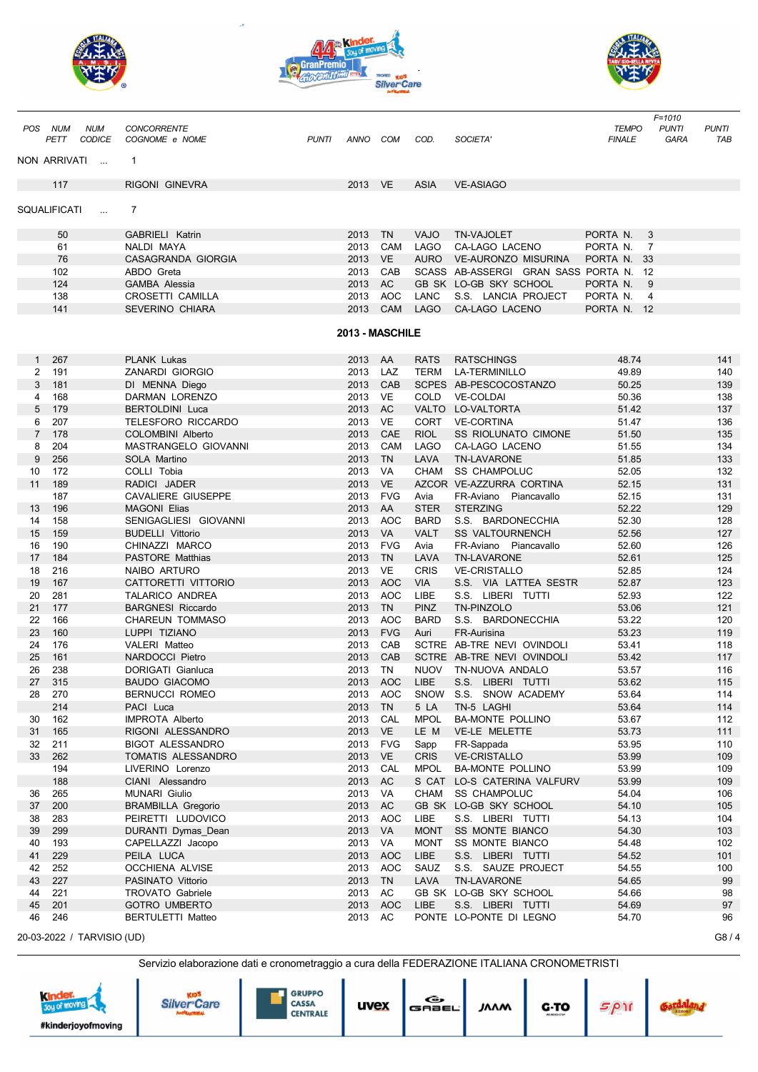| POS | NUM PETT | NUM CODICE | CONCORRENTE COGNOME e NOME | PUNTI | ANNO | COM | COD. | SOCIETA' | TEMPO FINALE | F=1010 PUNTI GARA | PUNTI TAB |
|---|---|---|---|---|---|---|---|---|---|---|---|

NON ARRIVATI ... 1

| POS | NUM PETT | NUM CODICE | CONCORRENTE COGNOME e NOME | PUNTI | ANNO | COM | COD. | SOCIETA' | TEMPO FINALE | PUNTI GARA | PUNTI TAB |
|---|---|---|---|---|---|---|---|---|---|---|---|
| | 117 | | RIGONI GINEVRA | | 2013 | VE | ASIA | VE-ASIAGO | | | |

SQUALIFICATI ... 7

| POS | NUM PETT | NUM CODICE | CONCORRENTE COGNOME e NOME | PUNTI | ANNO | COM | COD. | SOCIETA' | TEMPO FINALE | PUNTI GARA | PUNTI TAB |
|---|---|---|---|---|---|---|---|---|---|---|---|
| | 50 | | GABRIELI Katrin | | 2013 | TN | VAJO | TN-VAJOLET | PORTA N. 3 | | |
| | 61 | | NALDI MAYA | | 2013 | CAM | LAGO | CA-LAGO LACENO | PORTA N. 7 | | |
| | 76 | | CASAGRANDA GIORGIA | | 2013 | VE | AURO | VE-AURONZO MISURINA | PORTA N. 33 | | |
| | 102 | | ABDO Greta | | 2013 | CAB | SCASS | AB-ASSERGI GRAN SASS | PORTA N. 12 | | |
| | 124 | | GAMBA Alessia | | 2013 | AC | GB SK | LO-GB SKY SCHOOL | PORTA N. 9 | | |
| | 138 | | CROSETTI CAMILLA | | 2013 | AOC | LANC | S.S. LANCIA PROJECT | PORTA N. 4 | | |
| | 141 | | SEVERINO CHIARA | | 2013 | CAM | LAGO | CA-LAGO LACENO | PORTA N. 12 | | |

## 2013 - MASCHILE

| POS | NUM PETT | NUM CODICE | CONCORRENTE COGNOME e NOME | PUNTI | ANNO | COM | COD. | SOCIETA' | TEMPO FINALE | PUNTI GARA | PUNTI TAB |
|---|---|---|---|---|---|---|---|---|---|---|---|
| 1 | 267 | | PLANK Lukas | | 2013 | AA | RATS | RATSCHINGS | 48.74 | | 141 |
| 2 | 191 | | ZANARDI GIORGIO | | 2013 | LAZ | TERM | LA-TERMINILLO | 49.89 | | 140 |
| 3 | 181 | | DI MENNA Diego | | 2013 | CAB | SCPES | AB-PESCOCOSTANZO | 50.25 | | 139 |
| 4 | 168 | | DARMAN LORENZO | | 2013 | VE | COLD | VE-COLDAI | 50.36 | | 138 |
| 5 | 179 | | BERTOLDINI Luca | | 2013 | AC | VALTO | LO-VALTORTA | 51.42 | | 137 |
| 6 | 207 | | TELESFORO RICCARDO | | 2013 | VE | CORT | VE-CORTINA | 51.47 | | 136 |
| 7 | 178 | | COLOMBINI Alberto | | 2013 | CAE | RIOL | SS RIOLUNATO CIMONE | 51.50 | | 135 |
| 8 | 204 | | MASTRANGELO GIOVANNI | | 2013 | CAM | LAGO | CA-LAGO LACENO | 51.55 | | 134 |
| 9 | 256 | | SOLA Martino | | 2013 | TN | LAVA | TN-LAVARONE | 51.85 | | 133 |
| 10 | 172 | | COLLI Tobia | | 2013 | VA | CHAM | SS CHAMPOLUC | 52.05 | | 132 |
| 11 | 189 | | RADICI JADER | | 2013 | VE | AZCOR | VE-AZZURRA CORTINA | 52.15 | | 131 |
| | 187 | | CAVALIERE GIUSEPPE | | 2013 | FVG | Avia | FR-Aviano Piancavallo | 52.15 | | 131 |
| 13 | 196 | | MAGONI Elias | | 2013 | AA | STER | STERZING | 52.22 | | 129 |
| 14 | 158 | | SENIGAGLIESI GIOVANNI | | 2013 | AOC | BARD | S.S. BARDONECCHIA | 52.30 | | 128 |
| 15 | 159 | | BUDELLI Vittorio | | 2013 | VA | VALT | SS VALTOURNENCH | 52.56 | | 127 |
| 16 | 190 | | CHINAZZI MARCO | | 2013 | FVG | Avia | FR-Aviano Piancavallo | 52.60 | | 126 |
| 17 | 184 | | PASTORE Matthias | | 2013 | TN | LAVA | TN-LAVARONE | 52.61 | | 125 |
| 18 | 216 | | NAIBO ARTURO | | 2013 | VE | CRIS | VE-CRISTALLO | 52.85 | | 124 |
| 19 | 167 | | CATTORETTI VITTORIO | | 2013 | AOC | VIA | S.S. VIA LATTEA SESTR | 52.87 | | 123 |
| 20 | 281 | | TALARICO ANDREA | | 2013 | AOC | LIBE | S.S. LIBERI TUTTI | 52.93 | | 122 |
| 21 | 177 | | BARGNESI Riccardo | | 2013 | TN | PINZ | TN-PINZOLO | 53.06 | | 121 |
| 22 | 166 | | CHAREUN TOMMASO | | 2013 | AOC | BARD | S.S. BARDONECCHIA | 53.22 | | 120 |
| 23 | 160 | | LUPPI TIZIANO | | 2013 | FVG | Auri | FR-Aurisina | 53.23 | | 119 |
| 24 | 176 | | VALERI Matteo | | 2013 | CAB | SCTRE | AB-TRE NEVI OVINDOLI | 53.41 | | 118 |
| 25 | 161 | | NARDOCCI Pietro | | 2013 | CAB | SCTRE | AB-TRE NEVI OVINDOLI | 53.42 | | 117 |
| 26 | 238 | | DORIGATI Gianluca | | 2013 | TN | NUOV | TN-NUOVA ANDALO | 53.57 | | 116 |
| 27 | 315 | | BAUDO GIACOMO | | 2013 | AOC | LIBE | S.S. LIBERI TUTTI | 53.62 | | 115 |
| 28 | 270 | | BERNUCCI ROMEO | | 2013 | AOC | SNOW | S.S. SNOW ACADEMY | 53.64 | | 114 |
| | 214 | | PACI Luca | | 2013 | TN | 5 LA | TN-5 LAGHI | 53.64 | | 114 |
| 30 | 162 | | IMPROTA Alberto | | 2013 | CAL | MPOL | BA-MONTE POLLINO | 53.67 | | 112 |
| 31 | 165 | | RIGONI ALESSANDRO | | 2013 | VE | LE M | VE-LE MELETTE | 53.73 | | 111 |
| 32 | 211 | | BIGOT ALESSANDRO | | 2013 | FVG | Sapp | FR-Sappada | 53.95 | | 110 |
| 33 | 262 | | TOMATIS ALESSANDRO | | 2013 | VE | CRIS | VE-CRISTALLO | 53.99 | | 109 |
| | 194 | | LIVERINO Lorenzo | | 2013 | CAL | MPOL | BA-MONTE POLLINO | 53.99 | | 109 |
| | 188 | | CIANI Alessandro | | 2013 | AC | S CAT | LO-S CATERINA VALFURV | 53.99 | | 109 |
| 36 | 265 | | MUNARI Giulio | | 2013 | VA | CHAM | SS CHAMPOLUC | 54.04 | | 106 |
| 37 | 200 | | BRAMBILLA Gregorio | | 2013 | AC | GB SK | LO-GB SKY SCHOOL | 54.10 | | 105 |
| 38 | 283 | | PEIRETTI LUDOVICO | | 2013 | AOC | LIBE | S.S. LIBERI TUTTI | 54.13 | | 104 |
| 39 | 299 | | DURANTI Dymas_Dean | | 2013 | VA | MONT | SS MONTE BIANCO | 54.30 | | 103 |
| 40 | 193 | | CAPELLAZZI Jacopo | | 2013 | VA | MONT | SS MONTE BIANCO | 54.48 | | 102 |
| 41 | 229 | | PEILA LUCA | | 2013 | AOC | LIBE | S.S. LIBERI TUTTI | 54.52 | | 101 |
| 42 | 252 | | OCCHIENA ALVISE | | 2013 | AOC | SAUZ | S.S. SAUZE PROJECT | 54.55 | | 100 |
| 43 | 227 | | PASINATO Vittorio | | 2013 | TN | LAVA | TN-LAVARONE | 54.65 | | 99 |
| 44 | 221 | | TROVATO Gabriele | | 2013 | AC | GB SK | LO-GB SKY SCHOOL | 54.66 | | 98 |
| 45 | 201 | | GOTRO UMBERTO | | 2013 | AOC | LIBE | S.S. LIBERI TUTTI | 54.69 | | 97 |
| 46 | 246 | | BERTULETTI Matteo | | 2013 | AC | PONTE | LO-PONTE DI LEGNO | 54.70 | | 96 |

20-03-2022 / TARVISIO (UD)

Servizio elaborazione dati e cronometraggio a cura della FEDERAZIONE ITALIANA CRONOMETRISTI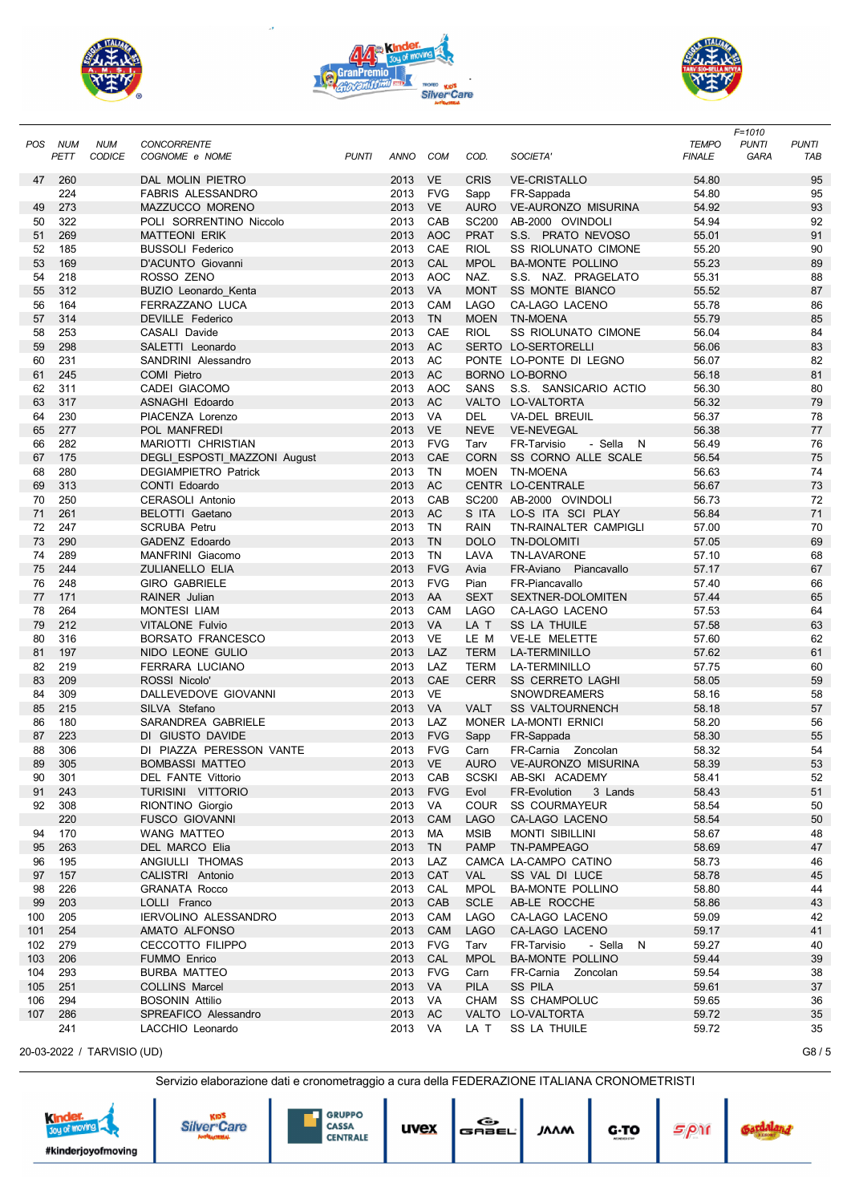| POS | NUM PETT | NUM CODICE | CONCORRENTE COGNOME e NOME | PUNTI | ANNO | COM | COD. | SOCIETA' | TEMPO FINALE | F=1010 PUNTI GARA | PUNTI TAB |
|---|---|---|---|---|---|---|---|---|---|---|---|
| 47 | 260 | | DAL MOLIN PIETRO | | 2013 | VE | CRIS | VE-CRISTALLO | 54.80 | | 95 |
| | 224 | | FABRIS ALESSANDRO | | 2013 | FVG | Sapp | FR-Sappada | 54.80 | | 95 |
| 49 | 273 | | MAZZUCCO MORENO | | 2013 | VE | AURO | VE-AURONZO MISURINA | 54.92 | | 93 |
| 50 | 322 | | POLI SORRENTINO Niccolo | | 2013 | CAB | SC200 | AB-2000 OVINDOLI | 54.94 | | 92 |
| 51 | 269 | | MATTEONI ERIK | | 2013 | AOC | PRAT | S.S. PRATO NEVOSO | 55.01 | | 91 |
| 52 | 185 | | BUSSOLI Federico | | 2013 | CAE | RIOL | SS RIOLUNATO CIMONE | 55.20 | | 90 |
| 53 | 169 | | D'ACUNTO Giovanni | | 2013 | CAL | MPOL | BA-MONTE POLLINO | 55.23 | | 89 |
| 54 | 218 | | ROSSO ZENO | | 2013 | AOC | NAZ. | S.S. NAZ. PRAGELATO | 55.31 | | 88 |
| 55 | 312 | | BUZIO Leonardo_Kenta | | 2013 | VA | MONT | SS MONTE BIANCO | 55.52 | | 87 |
| 56 | 164 | | FERRAZZANO LUCA | | 2013 | CAM | LAGO | CA-LAGO LACENO | 55.78 | | 86 |
| 57 | 314 | | DEVILLE Federico | | 2013 | TN | MOEN | TN-MOENA | 55.79 | | 85 |
| 58 | 253 | | CASALI Davide | | 2013 | CAE | RIOL | SS RIOLUNATO CIMONE | 56.04 | | 84 |
| 59 | 298 | | SALETTI Leonardo | | 2013 | AC | SERTO | LO-SERTORELLI | 56.06 | | 83 |
| 60 | 231 | | SANDRINI Alessandro | | 2013 | AC | PONTE | LO-PONTE DI LEGNO | 56.07 | | 82 |
| 61 | 245 | | COMI Pietro | | 2013 | AC | BORNO | LO-BORNO | 56.18 | | 81 |
| 62 | 311 | | CADEI GIACOMO | | 2013 | AOC | SANS | S.S. SANSICARIO ACTIO | 56.30 | | 80 |
| 63 | 317 | | ASNAGHI Edoardo | | 2013 | AC | VALTO | LO-VALTORTA | 56.32 | | 79 |
| 64 | 230 | | PIACENZA Lorenzo | | 2013 | VA | DEL | VA-DEL BREUIL | 56.37 | | 78 |
| 65 | 277 | | POL MANFREDI | | 2013 | VE | NEVE | VE-NEVEGAL | 56.38 | | 77 |
| 66 | 282 | | MARIOTTI CHRISTIAN | | 2013 | FVG | Tarv | FR-Tarvisio - Sella N | 56.49 | | 76 |
| 67 | 175 | | DEGLI_ESPOSTI_MAZZONI August | | 2013 | CAE | CORN | SS CORNO ALLE SCALE | 56.54 | | 75 |
| 68 | 280 | | DEGIAMPIETRO Patrick | | 2013 | TN | MOEN | TN-MOENA | 56.63 | | 74 |
| 69 | 313 | | CONTI Edoardo | | 2013 | AC | CENTR | LO-CENTRALE | 56.67 | | 73 |
| 70 | 250 | | CERASOLI Antonio | | 2013 | CAB | SC200 | AB-2000 OVINDOLI | 56.73 | | 72 |
| 71 | 261 | | BELOTTI Gaetano | | 2013 | AC | S ITA | LO-S ITA SCI PLAY | 56.84 | | 71 |
| 72 | 247 | | SCRUBA Petru | | 2013 | TN | RAIN | TN-RAINALTER CAMPIGLI | 57.00 | | 70 |
| 73 | 290 | | GADENZ Edoardo | | 2013 | TN | DOLO | TN-DOLOMITI | 57.05 | | 69 |
| 74 | 289 | | MANFRINI Giacomo | | 2013 | TN | LAVA | TN-LAVARONE | 57.10 | | 68 |
| 75 | 244 | | ZULIANELLO ELIA | | 2013 | FVG | Avia | FR-Aviano Piancavallo | 57.17 | | 67 |
| 76 | 248 | | GIRO GABRIELE | | 2013 | FVG | Pian | FR-Piancavallo | 57.40 | | 66 |
| 77 | 171 | | RAINER Julian | | 2013 | AA | SEXT | SEXTNER-DOLOMITEN | 57.44 | | 65 |
| 78 | 264 | | MONTESI LIAM | | 2013 | CAM | LAGO | CA-LAGO LACENO | 57.53 | | 64 |
| 79 | 212 | | VITALONE Fulvio | | 2013 | VA | LA T | SS LA THUILE | 57.58 | | 63 |
| 80 | 316 | | BORSATO FRANCESCO | | 2013 | VE | LE M | VE-LE MELETTE | 57.60 | | 62 |
| 81 | 197 | | NIDO LEONE GULIO | | 2013 | LAZ | TERM | LA-TERMINILLO | 57.62 | | 61 |
| 82 | 219 | | FERRARA LUCIANO | | 2013 | LAZ | TERM | LA-TERMINILLO | 57.75 | | 60 |
| 83 | 209 | | ROSSI Nicolo' | | 2013 | CAE | CERR | SS CERRETO LAGHI | 58.05 | | 59 |
| 84 | 309 | | DALLEVEDOVE GIOVANNI | | 2013 | VE | | SNOWDREAMERS | 58.16 | | 58 |
| 85 | 215 | | SILVA Stefano | | 2013 | VA | VALT | SS VALTOURNENCH | 58.18 | | 57 |
| 86 | 180 | | SARANDREA GABRIELE | | 2013 | LAZ | MONER | LA-MONTI ERNICI | 58.20 | | 56 |
| 87 | 223 | | DI GIUSTO DAVIDE | | 2013 | FVG | Sapp | FR-Sappada | 58.30 | | 55 |
| 88 | 306 | | DI PIAZZA PERESSON VANTE | | 2013 | FVG | Carn | FR-Carnia Zoncolan | 58.32 | | 54 |
| 89 | 305 | | BOMBASSI MATTEO | | 2013 | VE | AURO | VE-AURONZO MISURINA | 58.39 | | 53 |
| 90 | 301 | | DEL FANTE Vittorio | | 2013 | CAB | SCSKI | AB-SKI ACADEMY | 58.41 | | 52 |
| 91 | 243 | | TURISINI VITTORIO | | 2013 | FVG | Evol | FR-Evolution 3 Lands | 58.43 | | 51 |
| 92 | 308 | | RIONTINO Giorgio | | 2013 | VA | COUR | SS COURMAYEUR | 58.54 | | 50 |
| | 220 | | FUSCO GIOVANNI | | 2013 | CAM | LAGO | CA-LAGO LACENO | 58.54 | | 50 |
| 94 | 170 | | WANG MATTEO | | 2013 | MA | MSIB | MONTI SIBILLINI | 58.67 | | 48 |
| 95 | 263 | | DEL MARCO Elia | | 2013 | TN | PAMP | TN-PAMPEAGO | 58.69 | | 47 |
| 96 | 195 | | ANGIULLI THOMAS | | 2013 | LAZ | CAMCA | LA-CAMPO CATINO | 58.73 | | 46 |
| 97 | 157 | | CALISTRI Antonio | | 2013 | CAT | VAL | SS VAL DI LUCE | 58.78 | | 45 |
| 98 | 226 | | GRANATA Rocco | | 2013 | CAL | MPOL | BA-MONTE POLLINO | 58.80 | | 44 |
| 99 | 203 | | LOLLI Franco | | 2013 | CAB | SCLE | AB-LE ROCCHE | 58.86 | | 43 |
| 100 | 205 | | IERVOLINO ALESSANDRO | | 2013 | CAM | LAGO | CA-LAGO LACENO | 59.09 | | 42 |
| 101 | 254 | | AMATO ALFONSO | | 2013 | CAM | LAGO | CA-LAGO LACENO | 59.17 | | 41 |
| 102 | 279 | | CECCOTTO FILIPPO | | 2013 | FVG | Tarv | FR-Tarvisio - Sella N | 59.27 | | 40 |
| 103 | 206 | | FUMMO Enrico | | 2013 | CAL | MPOL | BA-MONTE POLLINO | 59.44 | | 39 |
| 104 | 293 | | BURBA MATTEO | | 2013 | FVG | Carn | FR-Carnia Zoncolan | 59.54 | | 38 |
| 105 | 251 | | COLLINS Marcel | | 2013 | VA | PILA | SS PILA | 59.61 | | 37 |
| 106 | 294 | | BOSONIN Attilio | | 2013 | VA | CHAM | SS CHAMPOLUC | 59.65 | | 36 |
| 107 | 286 | | SPREAFICO Alessandro | | 2013 | AC | VALTO | LO-VALTORTA | 59.72 | | 35 |
| | 241 | | LACCHIO Leonardo | | 2013 | VA | LA T | SS LA THUILE | 59.72 | | 35 |

20-03-2022 / TARVISIO (UD)

G8 / 5

Servizio elaborazione dati e cronometraggio a cura della FEDERAZIONE ITALIANA CRONOMETRISTI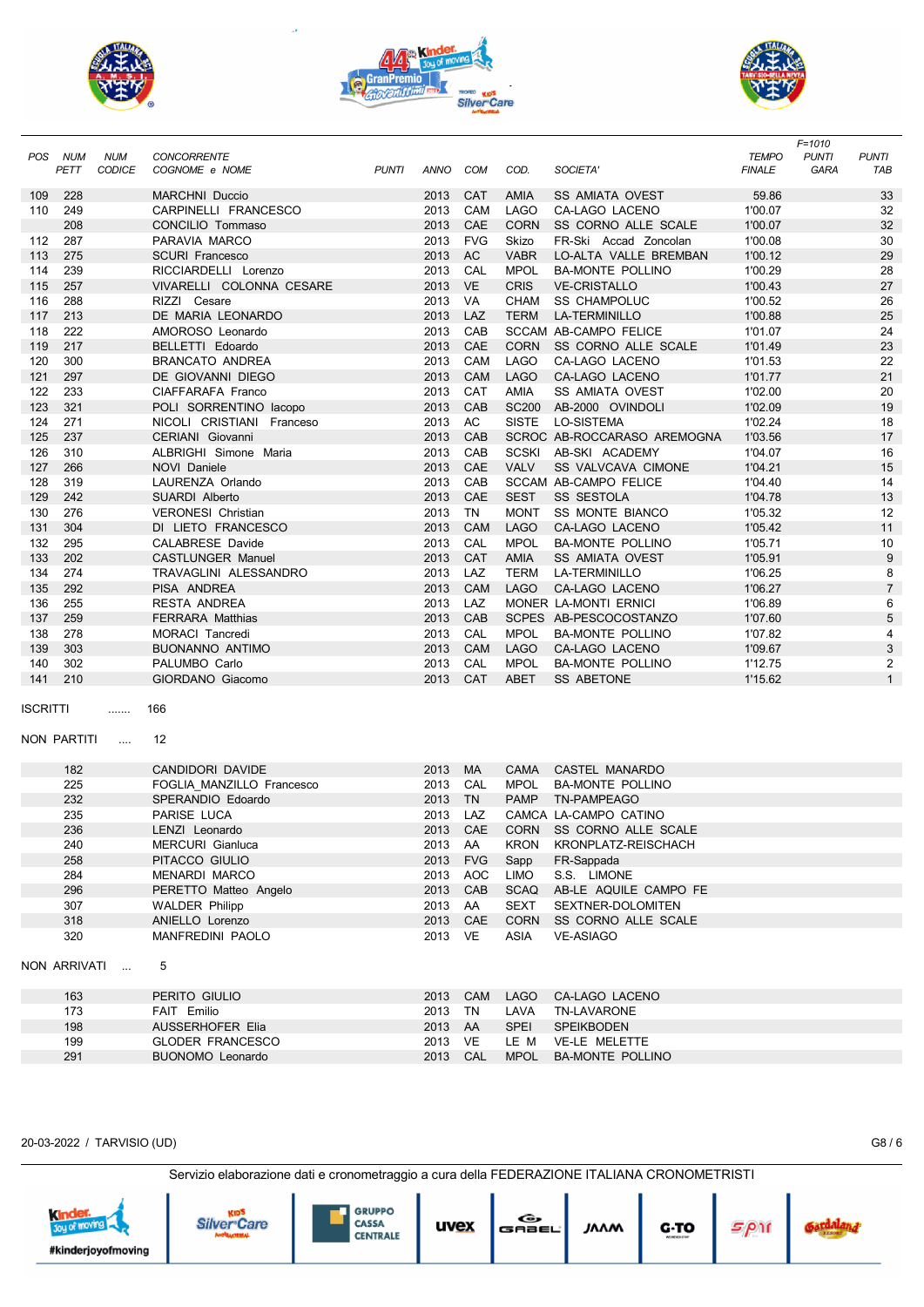| POS | NUM PETT | NUM CODICE | CONCORRENTE COGNOME e NOME | PUNTI | ANNO | COM | COD. | SOCIETA' | TEMPO FINALE | F=1010 PUNTI GARA | PUNTI TAB |
|---|---|---|---|---|---|---|---|---|---|---|---|
| 109 | 228 | | MARCHNI Duccio | | 2013 | CAT | AMIA | SS AMIATA OVEST | 59.86 | | 33 |
| 110 | 249 | | CARPINELLI FRANCESCO | | 2013 | CAM | LAGO | CA-LAGO LACENO | 1'00.07 | | 32 |
| | 208 | | CONCILIO Tommaso | | 2013 | CAE | CORN | SS CORNO ALLE SCALE | 1'00.07 | | 32 |
| 112 | 287 | | PARAVIA MARCO | | 2013 | FVG | Skizo | FR-Ski Accad Zoncolan | 1'00.08 | | 30 |
| 113 | 275 | | SCURI Francesco | | 2013 | AC | VABR | LO-ALTA VALLE BREMBAN | 1'00.12 | | 29 |
| 114 | 239 | | RICCIARDELLI Lorenzo | | 2013 | CAL | MPOL | BA-MONTE POLLINO | 1'00.29 | | 28 |
| 115 | 257 | | VIVARELLI COLONNA CESARE | | 2013 | VE | CRIS | VE-CRISTALLO | 1'00.43 | | 27 |
| 116 | 288 | | RIZZI Cesare | | 2013 | VA | CHAM | SS CHAMPOLUC | 1'00.52 | | 26 |
| 117 | 213 | | DE MARIA LEONARDO | | 2013 | LAZ | TERM | LA-TERMINILLO | 1'00.88 | | 25 |
| 118 | 222 | | AMOROSO Leonardo | | 2013 | CAB | SCCAM | AB-CAMPO FELICE | 1'01.07 | | 24 |
| 119 | 217 | | BELLETTI Edoardo | | 2013 | CAE | CORN | SS CORNO ALLE SCALE | 1'01.49 | | 23 |
| 120 | 300 | | BRANCATO ANDREA | | 2013 | CAM | LAGO | CA-LAGO LACENO | 1'01.53 | | 22 |
| 121 | 297 | | DE GIOVANNI DIEGO | | 2013 | CAM | LAGO | CA-LAGO LACENO | 1'01.77 | | 21 |
| 122 | 233 | | CIAFFARAFA Franco | | 2013 | CAT | AMIA | SS AMIATA OVEST | 1'02.00 | | 20 |
| 123 | 321 | | POLI SORRENTINO Iacopo | | 2013 | CAB | SC200 | AB-2000 OVINDOLI | 1'02.09 | | 19 |
| 124 | 271 | | NICOLI CRISTIANI Franceso | | 2013 | AC | SISTE | LO-SISTEMA | 1'02.24 | | 18 |
| 125 | 237 | | CERIANI Giovanni | | 2013 | CAB | SCROC | AB-ROCCARASO AREMOGNA | 1'03.56 | | 17 |
| 126 | 310 | | ALBRIGHI Simone Maria | | 2013 | CAB | SCSKI | AB-SKI ACADEMY | 1'04.07 | | 16 |
| 127 | 266 | | NOVI Daniele | | 2013 | CAE | VALV | SS VALVCAVA CIMONE | 1'04.21 | | 15 |
| 128 | 319 | | LAURENZA Orlando | | 2013 | CAB | SCCAM | AB-CAMPO FELICE | 1'04.40 | | 14 |
| 129 | 242 | | SUARDI Alberto | | 2013 | CAE | SEST | SS SESTOLA | 1'04.78 | | 13 |
| 130 | 276 | | VERONESI Christian | | 2013 | TN | MONT | SS MONTE BIANCO | 1'05.32 | | 12 |
| 131 | 304 | | DI LIETO FRANCESCO | | 2013 | CAM | LAGO | CA-LAGO LACENO | 1'05.42 | | 11 |
| 132 | 295 | | CALABRESE Davide | | 2013 | CAL | MPOL | BA-MONTE POLLINO | 1'05.71 | | 10 |
| 133 | 202 | | CASTLUNGER Manuel | | 2013 | CAT | AMIA | SS AMIATA OVEST | 1'05.91 | | 9 |
| 134 | 274 | | TRAVAGLINI ALESSANDRO | | 2013 | LAZ | TERM | LA-TERMINILLO | 1'06.25 | | 8 |
| 135 | 292 | | PISA ANDREA | | 2013 | CAM | LAGO | CA-LAGO LACENO | 1'06.27 | | 7 |
| 136 | 255 | | RESTA ANDREA | | 2013 | LAZ | MONER | LA-MONTI ERNICI | 1'06.89 | | 6 |
| 137 | 259 | | FERRARA Matthias | | 2013 | CAB | SCPES | AB-PESCOCOSTANZO | 1'07.60 | | 5 |
| 138 | 278 | | MORACI Tancredi | | 2013 | CAL | MPOL | BA-MONTE POLLINO | 1'07.82 | | 4 |
| 139 | 303 | | BUONANNO ANTIMO | | 2013 | CAM | LAGO | CA-LAGO LACENO | 1'09.67 | | 3 |
| 140 | 302 | | PALUMBO Carlo | | 2013 | CAL | MPOL | BA-MONTE POLLINO | 1'12.75 | | 2 |
| 141 | 210 | | GIORDANO Giacomo | | 2013 | CAT | ABET | SS ABETONE | 1'15.62 | | 1 |

ISCRITTI ....... 166

NON PARTITI .... 12

| NUM PETT | CONCORRENTE | ANNO | COM | COD. | SOCIETA' |
|---|---|---|---|---|---|
| 182 | CANDIDORI DAVIDE | 2013 | MA | CAMA | CASTEL MANARDO |
| 225 | FOGLIA_MANZILLO Francesco | 2013 | CAL | MPOL | BA-MONTE POLLINO |
| 232 | SPERANDIO Edoardo | 2013 | TN | PAMP | TN-PAMPEAGO |
| 235 | PARISE LUCA | 2013 | LAZ | CAMCA | LA-CAMPO CATINO |
| 236 | LENZI Leonardo | 2013 | CAE | CORN | SS CORNO ALLE SCALE |
| 240 | MERCURI Gianluca | 2013 | AA | KRON | KRONPLATZ-REISCHACH |
| 258 | PITACCO GIULIO | 2013 | FVG | Sapp | FR-Sappada |
| 284 | MENARDI MARCO | 2013 | AOC | LIMO | S.S. LIMONE |
| 296 | PERETTO Matteo Angelo | 2013 | CAB | SCAQ | AB-LE AQUILE CAMPO FE |
| 307 | WALDER Philipp | 2013 | AA | SEXT | SEXTNER-DOLOMITEN |
| 318 | ANIELLO Lorenzo | 2013 | CAE | CORN | SS CORNO ALLE SCALE |
| 320 | MANFREDINI PAOLO | 2013 | VE | ASIA | VE-ASIAGO |

NON ARRIVATI ... 5

| NUM PETT | CONCORRENTE | ANNO | COM | COD. | SOCIETA' |
|---|---|---|---|---|---|
| 163 | PERITO GIULIO | 2013 | CAM | LAGO | CA-LAGO LACENO |
| 173 | FAIT Emilio | 2013 | TN | LAVA | TN-LAVARONE |
| 198 | AUSSERHOFER Elia | 2013 | AA | SPEI | SPEIKBODEN |
| 199 | GLODER FRANCESCO | 2013 | VE | LE M | VE-LE MELETTE |
| 291 | BUONOMO Leonardo | 2013 | CAL | MPOL | BA-MONTE POLLINO |

20-03-2022 / TARVISIO (UD)

Servizio elaborazione dati e cronometraggio a cura della FEDERAZIONE ITALIANA CRONOMETRISTI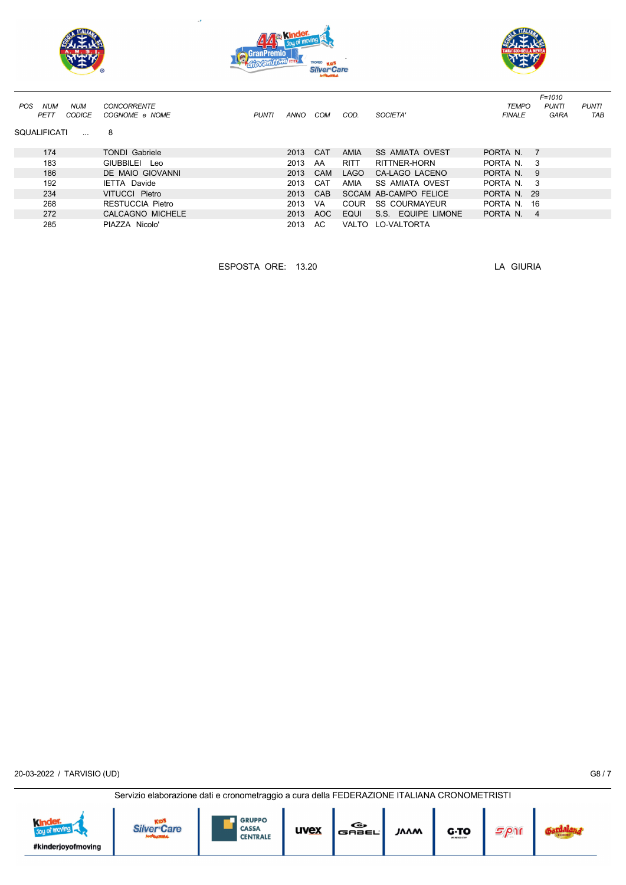| POS | NUM PETT | NUM CODICE | CONCORRENTE COGNOME e NOME | PUNTI | ANNO | COM | COD. | SOCIETA' | TEMPO FINALE | F=1010 PUNTI GARA | PUNTI TAB |
|---|---|---|---|---|---|---|---|---|---|---|---|
| SQUALIFICATI | ... | | 8 | | | | | | | | |
| | 174 | | TONDI Gabriele | | 2013 | CAT | AMIA | SS AMIATA OVEST | PORTA N. 7 | | |
| | 183 | | GIUBBILEI Leo | | 2013 | AA | RITT | RITTNER-HORN | PORTA N. 3 | | |
| | 186 | | DE MAIO GIOVANNI | | 2013 | CAM | LAGO | CA-LAGO LACENO | PORTA N. 9 | | |
| | 192 | | IETTA Davide | | 2013 | CAT | AMIA | SS AMIATA OVEST | PORTA N. 3 | | |
| | 234 | | VITUCCI Pietro | | 2013 | CAB | SCCAM | AB-CAMPO FELICE | PORTA N. 29 | | |
| | 268 | | RESTUCCIA Pietro | | 2013 | VA | COUR | SS COURMAYEUR | PORTA N. 16 | | |
| | 272 | | CALCAGNO MICHELE | | 2013 | AOC | EQUI | S.S. EQUIPE LIMONE | PORTA N. 4 | | |
| | 285 | | PIAZZA Nicolo' | | 2013 | AC | VALTO | LO-VALTORTA | | | |

ESPOSTA ORE: 13.20

LA GIURIA

20-03-2022 / TARVISIO (UD)

Servizio elaborazione dati e cronometraggio a cura della FEDERAZIONE ITALIANA CRONOMETRISTI